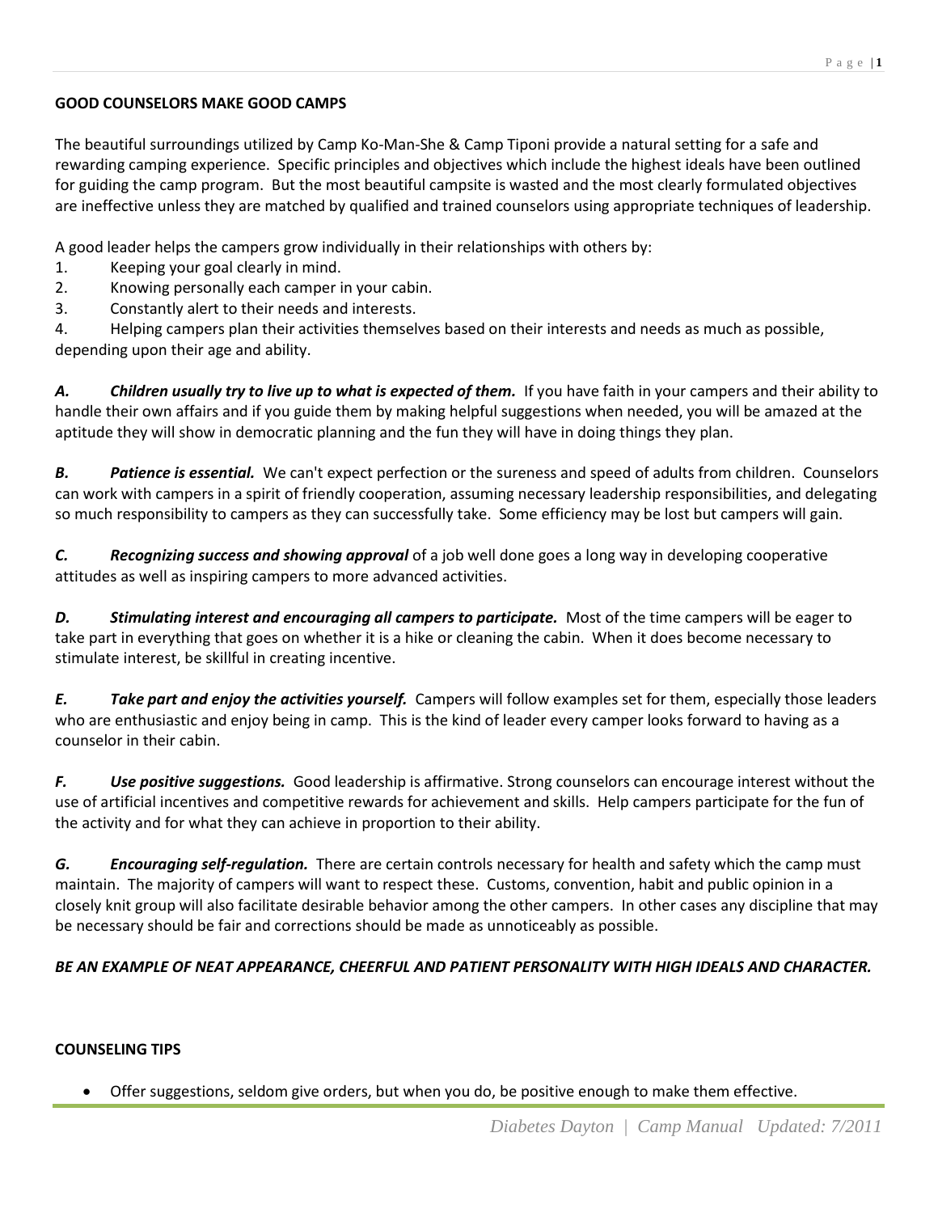## GOOD COUNSELORS MAKE GOOD CAMPS

The beautiful surroundings utilized by Camp Ko-Man-She & Camp Tiponi provide a natural setting for a safe and rewarding camping experience. Specific principles and objectives which include the highest ideals have been outlined for guiding the camp program. But the most beautiful campsite is wasted and the most clearly formulated objectives are ineffective unless they are matched by qualified and trained counselors using appropriate techniques of leadership.

A good leader helps the campers grow individually in their relationships with others by:

1. Keeping your goal clearly in mind.
2. Knowing personally each camper in your cabin.
3. Constantly alert to their needs and interests.
4. Helping campers plan their activities themselves based on their interests and needs as much as possible, depending upon their age and ability.

***A. Children usually try to live up to what is expected of them.*** If you have faith in your campers and their ability to handle their own affairs and if you guide them by making helpful suggestions when needed, you will be amazed at the aptitude they will show in democratic planning and the fun they will have in doing things they plan.

***B. Patience is essential.*** We can't expect perfection or the sureness and speed of adults from children. Counselors can work with campers in a spirit of friendly cooperation, assuming necessary leadership responsibilities, and delegating so much responsibility to campers as they can successfully take. Some efficiency may be lost but campers will gain.

***C. Recognizing success and showing approval*** of a job well done goes a long way in developing cooperative attitudes as well as inspiring campers to more advanced activities.

***D. Stimulating interest and encouraging all campers to participate.*** Most of the time campers will be eager to take part in everything that goes on whether it is a hike or cleaning the cabin. When it does become necessary to stimulate interest, be skillful in creating incentive.

***E. Take part and enjoy the activities yourself.*** Campers will follow examples set for them, especially those leaders who are enthusiastic and enjoy being in camp. This is the kind of leader every camper looks forward to having as a counselor in their cabin.

***F. Use positive suggestions.*** Good leadership is affirmative. Strong counselors can encourage interest without the use of artificial incentives and competitive rewards for achievement and skills. Help campers participate for the fun of the activity and for what they can achieve in proportion to their ability.

***G. Encouraging self-regulation.*** There are certain controls necessary for health and safety which the camp must maintain. The majority of campers will want to respect these. Customs, convention, habit and public opinion in a closely knit group will also facilitate desirable behavior among the other campers. In other cases any discipline that may be necessary should be fair and corrections should be made as unnoticeably as possible.

***BE AN EXAMPLE OF NEAT APPEARANCE, CHEERFUL AND PATIENT PERSONALITY WITH HIGH IDEALS AND CHARACTER.***

## COUNSELING TIPS

- Offer suggestions, seldom give orders, but when you do, be positive enough to make them effective.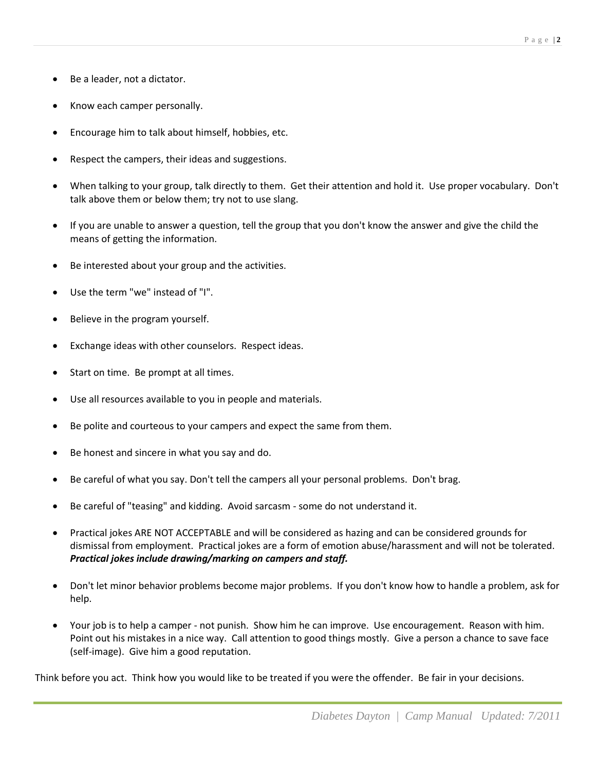- Be a leader, not a dictator.
- Know each camper personally.
- Encourage him to talk about himself, hobbies, etc.
- Respect the campers, their ideas and suggestions.
- When talking to your group, talk directly to them. Get their attention and hold it. Use proper vocabulary. Don't talk above them or below them; try not to use slang.
- If you are unable to answer a question, tell the group that you don't know the answer and give the child the means of getting the information.
- Be interested about your group and the activities.
- Use the term "we" instead of "I".
- Believe in the program yourself.
- Exchange ideas with other counselors. Respect ideas.
- Start on time. Be prompt at all times.
- Use all resources available to you in people and materials.
- Be polite and courteous to your campers and expect the same from them.
- Be honest and sincere in what you say and do.
- Be careful of what you say. Don't tell the campers all your personal problems. Don't brag.
- Be careful of "teasing" and kidding. Avoid sarcasm - some do not understand it.
- Practical jokes ARE NOT ACCEPTABLE and will be considered as hazing and can be considered grounds for dismissal from employment. Practical jokes are a form of emotion abuse/harassment and will not be tolerated. ***Practical jokes include drawing/marking on campers and staff.***
- Don't let minor behavior problems become major problems. If you don't know how to handle a problem, ask for help.
- Your job is to help a camper - not punish. Show him he can improve. Use encouragement. Reason with him. Point out his mistakes in a nice way. Call attention to good things mostly. Give a person a chance to save face (self-image). Give him a good reputation.

Think before you act. Think how you would like to be treated if you were the offender. Be fair in your decisions.